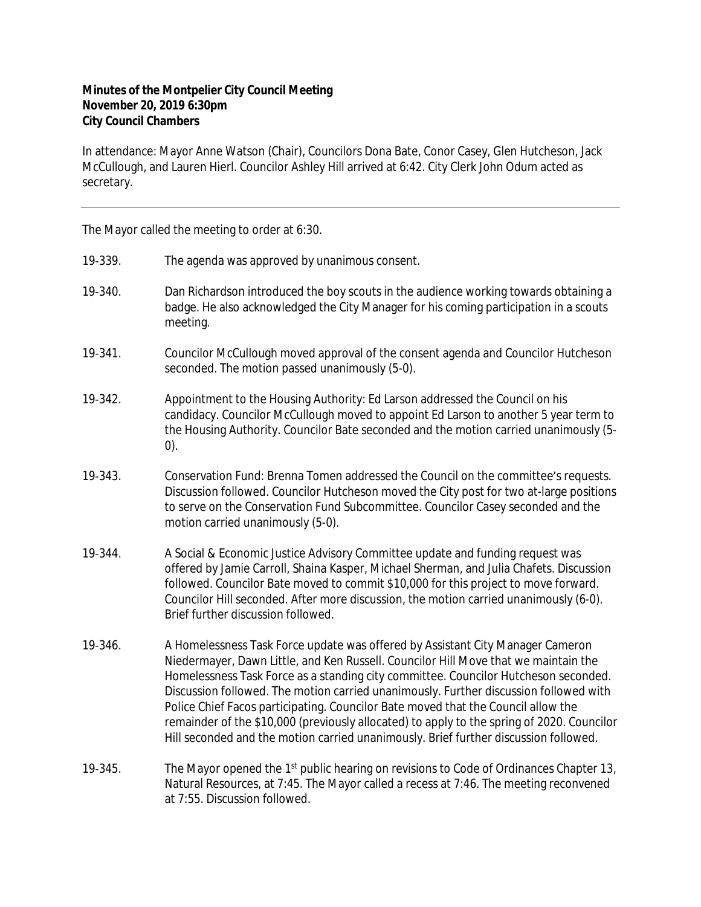**Minutes of the Montpelier City Council Meeting**
**November 20, 2019 6:30pm**
**City Council Chambers**

In attendance: Mayor Anne Watson (Chair), Councilors Dona Bate, Conor Casey, Glen Hutcheson, Jack McCullough, and Lauren Hierl. Councilor Ashley Hill arrived at 6:42. City Clerk John Odum acted as secretary.

---

The Mayor called the meeting to order at 6:30.

19-339. The agenda was approved by unanimous consent.

19-340. Dan Richardson introduced the boy scouts in the audience working towards obtaining a badge. He also acknowledged the City Manager for his coming participation in a scouts meeting.

19-341. Councilor McCullough moved approval of the consent agenda and Councilor Hutcheson seconded. The motion passed unanimously (5-0).

19-342. Appointment to the Housing Authority: Ed Larson addressed the Council on his candidacy. Councilor McCullough moved to appoint Ed Larson to another 5 year term to the Housing Authority. Councilor Bate seconded and the motion carried unanimously (5-0).

19-343. Conservation Fund: Brenna Tomen addressed the Council on the committee's requests. Discussion followed. Councilor Hutcheson moved the City post for two at-large positions to serve on the Conservation Fund Subcommittee. Councilor Casey seconded and the motion carried unanimously (5-0).

19-344. A Social & Economic Justice Advisory Committee update and funding request was offered by Jamie Carroll, Shaina Kasper, Michael Sherman, and Julia Chafets. Discussion followed. Councilor Bate moved to commit $10,000 for this project to move forward. Councilor Hill seconded. After more discussion, the motion carried unanimously (6-0). Brief further discussion followed.

19-346. A Homelessness Task Force update was offered by Assistant City Manager Cameron Niedermayer, Dawn Little, and Ken Russell. Councilor Hill Move that we maintain the Homelessness Task Force as a standing city committee. Councilor Hutcheson seconded. Discussion followed. The motion carried unanimously. Further discussion followed with Police Chief Facos participating. Councilor Bate moved that the Council allow the remainder of the $10,000 (previously allocated) to apply to the spring of 2020. Councilor Hill seconded and the motion carried unanimously. Brief further discussion followed.

19-345. The Mayor opened the 1st public hearing on revisions to Code of Ordinances Chapter 13, Natural Resources, at 7:45. The Mayor called a recess at 7:46. The meeting reconvened at 7:55. Discussion followed.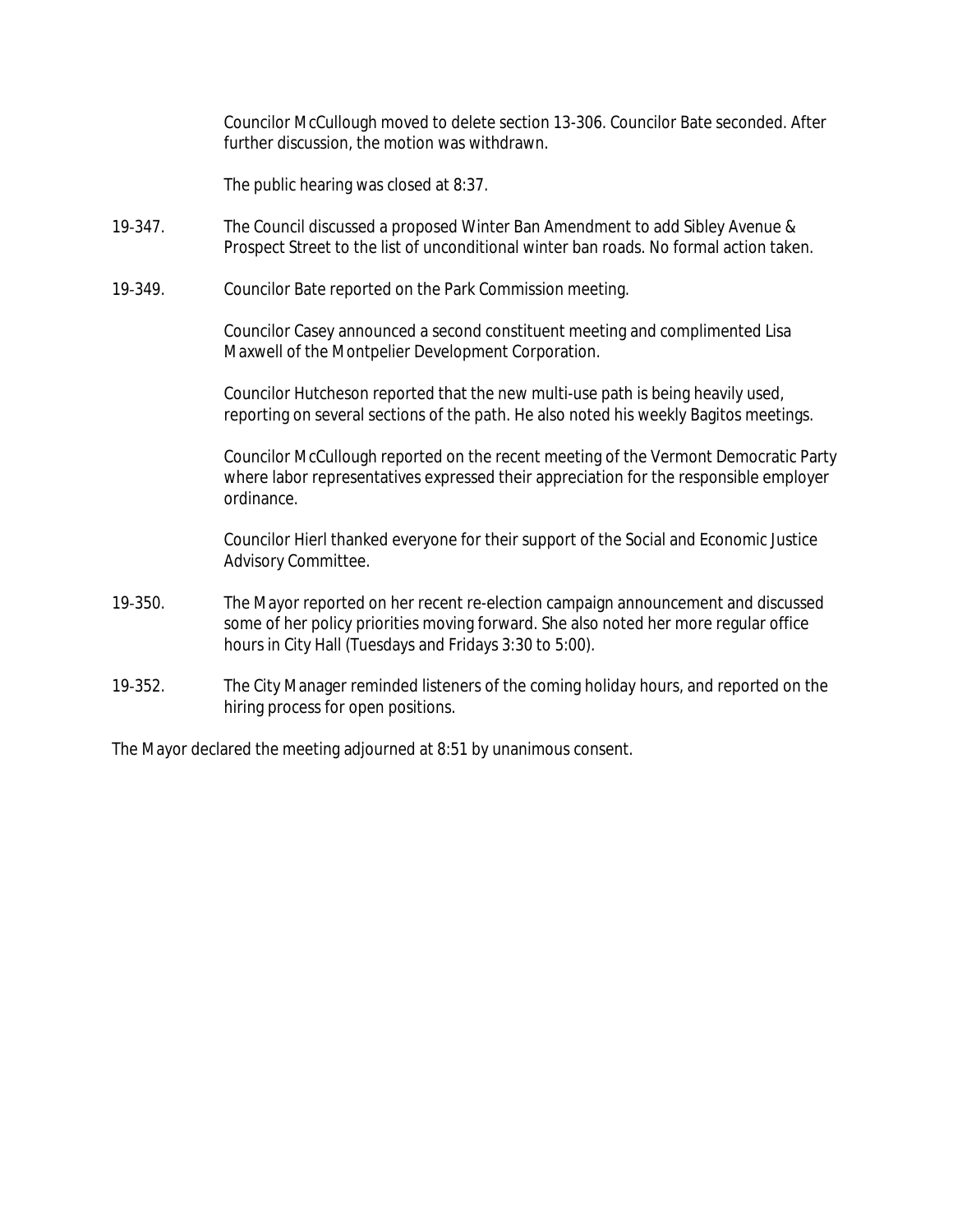Councilor McCullough moved to delete section 13-306. Councilor Bate seconded. After further discussion, the motion was withdrawn.

The public hearing was closed at 8:37.

19-347. The Council discussed a proposed Winter Ban Amendment to add Sibley Avenue & Prospect Street to the list of unconditional winter ban roads. No formal action taken.

19-349. Councilor Bate reported on the Park Commission meeting.

Councilor Casey announced a second constituent meeting and complimented Lisa Maxwell of the Montpelier Development Corporation.

Councilor Hutcheson reported that the new multi-use path is being heavily used, reporting on several sections of the path. He also noted his weekly Bagitos meetings.

Councilor McCullough reported on the recent meeting of the Vermont Democratic Party where labor representatives expressed their appreciation for the responsible employer ordinance.

Councilor Hierl thanked everyone for their support of the Social and Economic Justice Advisory Committee.

19-350. The Mayor reported on her recent re-election campaign announcement and discussed some of her policy priorities moving forward. She also noted her more regular office hours in City Hall (Tuesdays and Fridays 3:30 to 5:00).

19-352. The City Manager reminded listeners of the coming holiday hours, and reported on the hiring process for open positions.

The Mayor declared the meeting adjourned at 8:51 by unanimous consent.